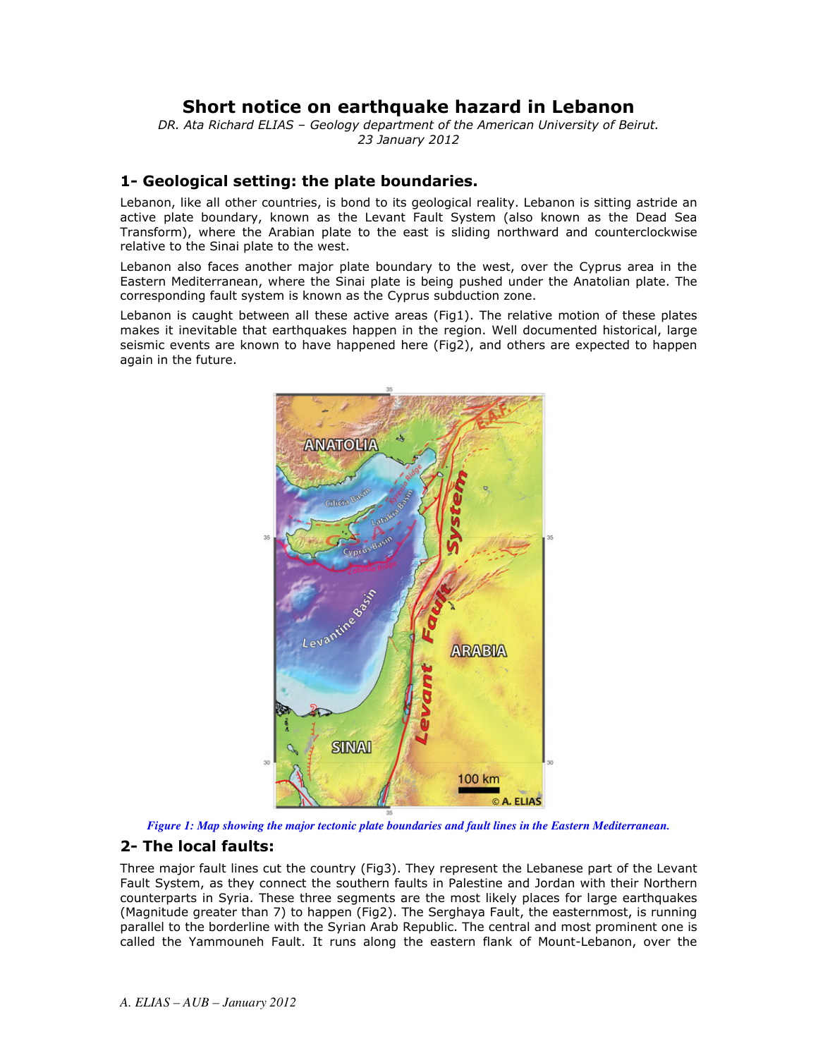# Short notice on earthquake hazard in Lebanon

*DR. Ata Richard ELIAS – Geology department of the American University of Beirut.*
*23 January 2012*

## 1- Geological setting: the plate boundaries.

Lebanon, like all other countries, is bond to its geological reality. Lebanon is sitting astride an active plate boundary, known as the Levant Fault System (also known as the Dead Sea Transform), where the Arabian plate to the east is sliding northward and counterclockwise relative to the Sinai plate to the west.

Lebanon also faces another major plate boundary to the west, over the Cyprus area in the Eastern Mediterranean, where the Sinai plate is being pushed under the Anatolian plate. The corresponding fault system is known as the Cyprus subduction zone.

Lebanon is caught between all these active areas (Fig1). The relative motion of these plates makes it inevitable that earthquakes happen in the region. Well documented historical, large seismic events are known to have happened here (Fig2), and others are expected to happen again in the future.

*Figure 1: Map showing the major tectonic plate boundaries and fault lines in the Eastern Mediterranean.*

## 2- The local faults:

Three major fault lines cut the country (Fig3). They represent the Lebanese part of the Levant Fault System, as they connect the southern faults in Palestine and Jordan with their Northern counterparts in Syria. These three segments are the most likely places for large earthquakes (Magnitude greater than 7) to happen (Fig2). The Serghaya Fault, the easternmost, is running parallel to the borderline with the Syrian Arab Republic. The central and most prominent one is called the Yammouneh Fault. It runs along the eastern flank of Mount-Lebanon, over the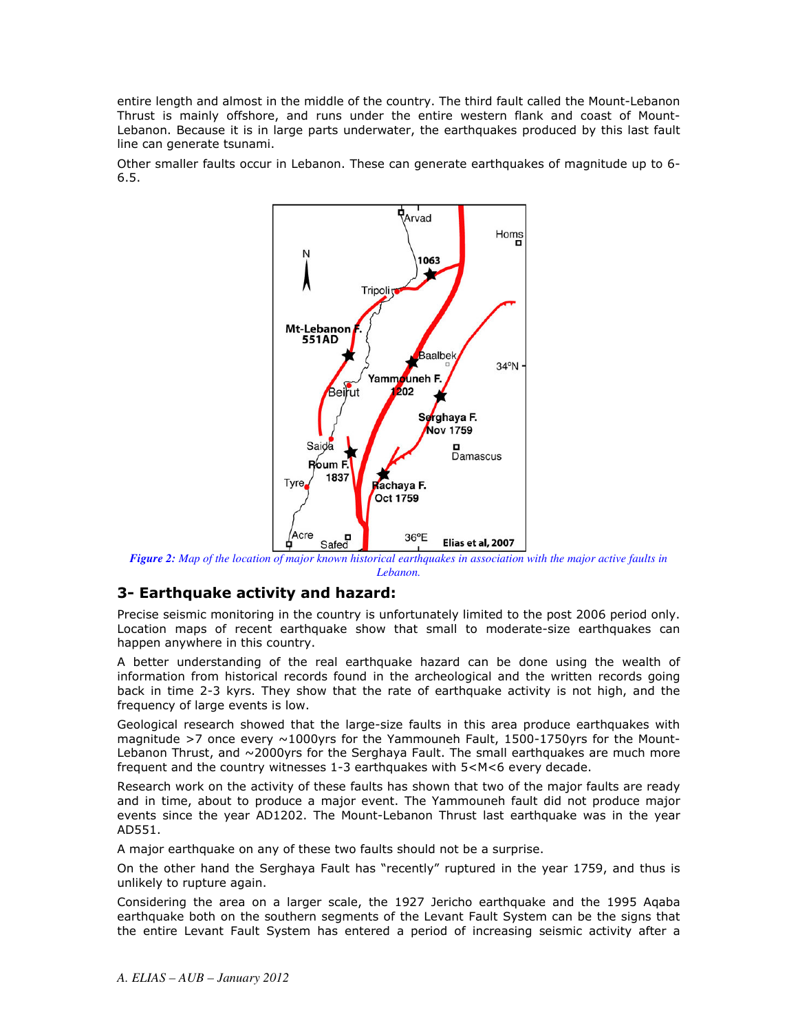entire length and almost in the middle of the country. The third fault called the Mount-Lebanon Thrust is mainly offshore, and runs under the entire western flank and coast of Mount-Lebanon. Because it is in large parts underwater, the earthquakes produced by this last fault line can generate tsunami.

Other smaller faults occur in Lebanon. These can generate earthquakes of magnitude up to 6-6.5.

*Figure 2: Map of the location of major known historical earthquakes in association with the major active faults in Lebanon.*

## 3- Earthquake activity and hazard:

Precise seismic monitoring in the country is unfortunately limited to the post 2006 period only. Location maps of recent earthquake show that small to moderate-size earthquakes can happen anywhere in this country.

A better understanding of the real earthquake hazard can be done using the wealth of information from historical records found in the archeological and the written records going back in time 2-3 kyrs. They show that the rate of earthquake activity is not high, and the frequency of large events is low.

Geological research showed that the large-size faults in this area produce earthquakes with magnitude >7 once every ~1000yrs for the Yammouneh Fault, 1500-1750yrs for the Mount-Lebanon Thrust, and ~2000yrs for the Serghaya Fault. The small earthquakes are much more frequent and the country witnesses 1-3 earthquakes with 5<M<6 every decade.

Research work on the activity of these faults has shown that two of the major faults are ready and in time, about to produce a major event. The Yammouneh fault did not produce major events since the year AD1202. The Mount-Lebanon Thrust last earthquake was in the year AD551.

A major earthquake on any of these two faults should not be a surprise.

On the other hand the Serghaya Fault has "recently" ruptured in the year 1759, and thus is unlikely to rupture again.

Considering the area on a larger scale, the 1927 Jericho earthquake and the 1995 Aqaba earthquake both on the southern segments of the Levant Fault System can be the signs that the entire Levant Fault System has entered a period of increasing seismic activity after a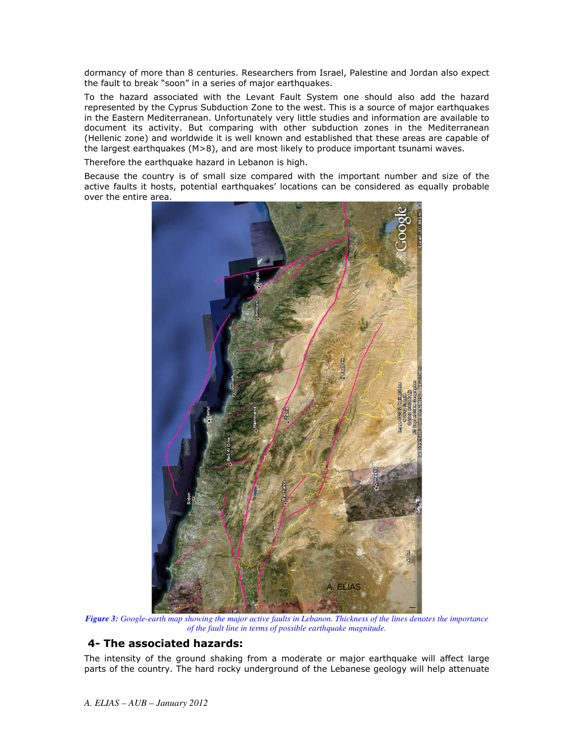dormancy of more than 8 centuries. Researchers from Israel, Palestine and Jordan also expect the fault to break "soon" in a series of major earthquakes.

To the hazard associated with the Levant Fault System one should also add the hazard represented by the Cyprus Subduction Zone to the west. This is a source of major earthquakes in the Eastern Mediterranean. Unfortunately very little studies and information are available to document its activity. But comparing with other subduction zones in the Mediterranean (Hellenic zone) and worldwide it is well known and established that these areas are capable of the largest earthquakes (M>8), and are most likely to produce important tsunami waves.

Therefore the earthquake hazard in Lebanon is high.

Because the country is of small size compared with the important number and size of the active faults it hosts, potential earthquakes' locations can be considered as equally probable over the entire area.

*Figure 3: Google-earth map showing the major active faults in Lebanon. Thickness of the lines denotes the importance of the fault line in terms of possible earthquake magnitude.*

## 4- The associated hazards:

The intensity of the ground shaking from a moderate or major earthquake will affect large parts of the country. The hard rocky underground of the Lebanese geology will help attenuate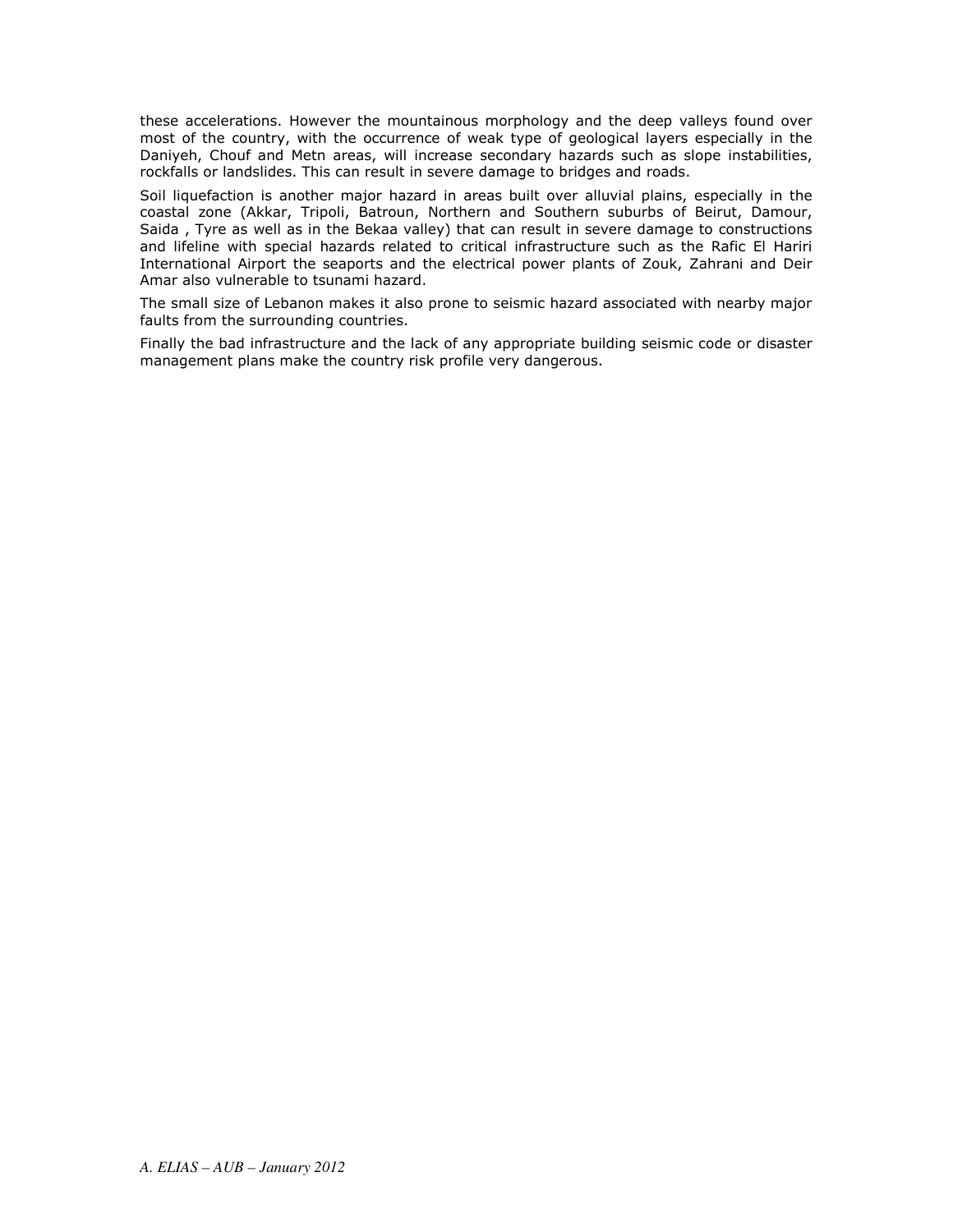these accelerations. However the mountainous morphology and the deep valleys found over most of the country, with the occurrence of weak type of geological layers especially in the Daniyeh, Chouf and Metn areas, will increase secondary hazards such as slope instabilities, rockfalls or landslides. This can result in severe damage to bridges and roads.

Soil liquefaction is another major hazard in areas built over alluvial plains, especially in the coastal zone (Akkar, Tripoli, Batroun, Northern and Southern suburbs of Beirut, Damour, Saida , Tyre as well as in the Bekaa valley) that can result in severe damage to constructions and lifeline with special hazards related to critical infrastructure such as the Rafic El Hariri International Airport the seaports and the electrical power plants of Zouk, Zahrani and Deir Amar also vulnerable to tsunami hazard.

The small size of Lebanon makes it also prone to seismic hazard associated with nearby major faults from the surrounding countries.

Finally the bad infrastructure and the lack of any appropriate building seismic code or disaster management plans make the country risk profile very dangerous.